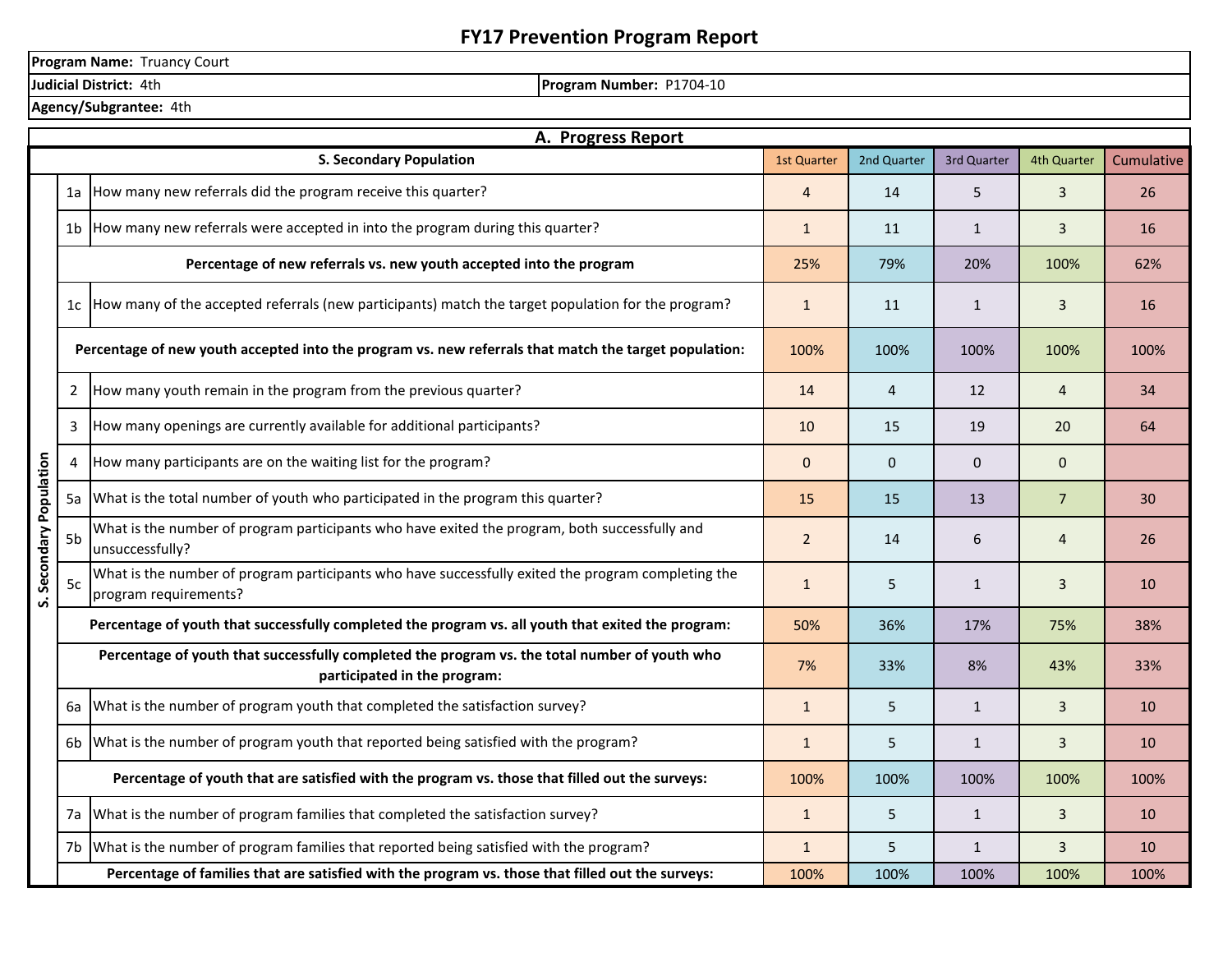# FY17 Prevention Program Report

| | |
|---|---|
| **Program Name:** Truancy Court | |
| **Judicial District:** 4th | **Program Number:** P1704-10 |
| **Agency/Subgrantee:** 4th | |

## A. Progress Report

| | | S. Secondary Population | 1st Quarter | 2nd Quarter | 3rd Quarter | 4th Quarter | Cumulative |
|---|---|---|---|---|---|---|---|
| S. Secondary Population | 1a | How many new referrals did the program receive this quarter? | 4 | 14 | 5 | 3 | 26 |
| | 1b | How many new referrals were accepted in into the program during this quarter? | 1 | 11 | 1 | 3 | 16 |
| | | **Percentage of new referrals vs. new youth accepted into the program** | 25% | 79% | 20% | 100% | 62% |
| | 1c | How many of the accepted referrals (new participants) match the target population for the program? | 1 | 11 | 1 | 3 | 16 |
| | | **Percentage of new youth accepted into the program vs. new referrals that match the target population:** | 100% | 100% | 100% | 100% | 100% |
| | 2 | How many youth remain in the program from the previous quarter? | 14 | 4 | 12 | 4 | 34 |
| | 3 | How many openings are currently available for additional participants? | 10 | 15 | 19 | 20 | 64 |
| | 4 | How many participants are on the waiting list for the program? | 0 | 0 | 0 | 0 | |
| | 5a | What is the total number of youth who participated in the program this quarter? | 15 | 15 | 13 | 7 | 30 |
| | 5b | What is the number of program participants who have exited the program, both successfully and unsuccessfully? | 2 | 14 | 6 | 4 | 26 |
| | 5c | What is the number of program participants who have successfully exited the program completing the program requirements? | 1 | 5 | 1 | 3 | 10 |
| | | **Percentage of youth that successfully completed the program vs. all youth that exited the program:** | 50% | 36% | 17% | 75% | 38% |
| | | **Percentage of youth that successfully completed the program vs. the total number of youth who participated in the program:** | 7% | 33% | 8% | 43% | 33% |
| | 6a | What is the number of program youth that completed the satisfaction survey? | 1 | 5 | 1 | 3 | 10 |
| | 6b | What is the number of program youth that reported being satisfied with the program? | 1 | 5 | 1 | 3 | 10 |
| | | **Percentage of youth that are satisfied with the program vs. those that filled out the surveys:** | 100% | 100% | 100% | 100% | 100% |
| | 7a | What is the number of program families that completed the satisfaction survey? | 1 | 5 | 1 | 3 | 10 |
| | 7b | What is the number of program families that reported being satisfied with the program? | 1 | 5 | 1 | 3 | 10 |
| | | **Percentage of families that are satisfied with the program vs. those that filled out the surveys:** | 100% | 100% | 100% | 100% | 100% |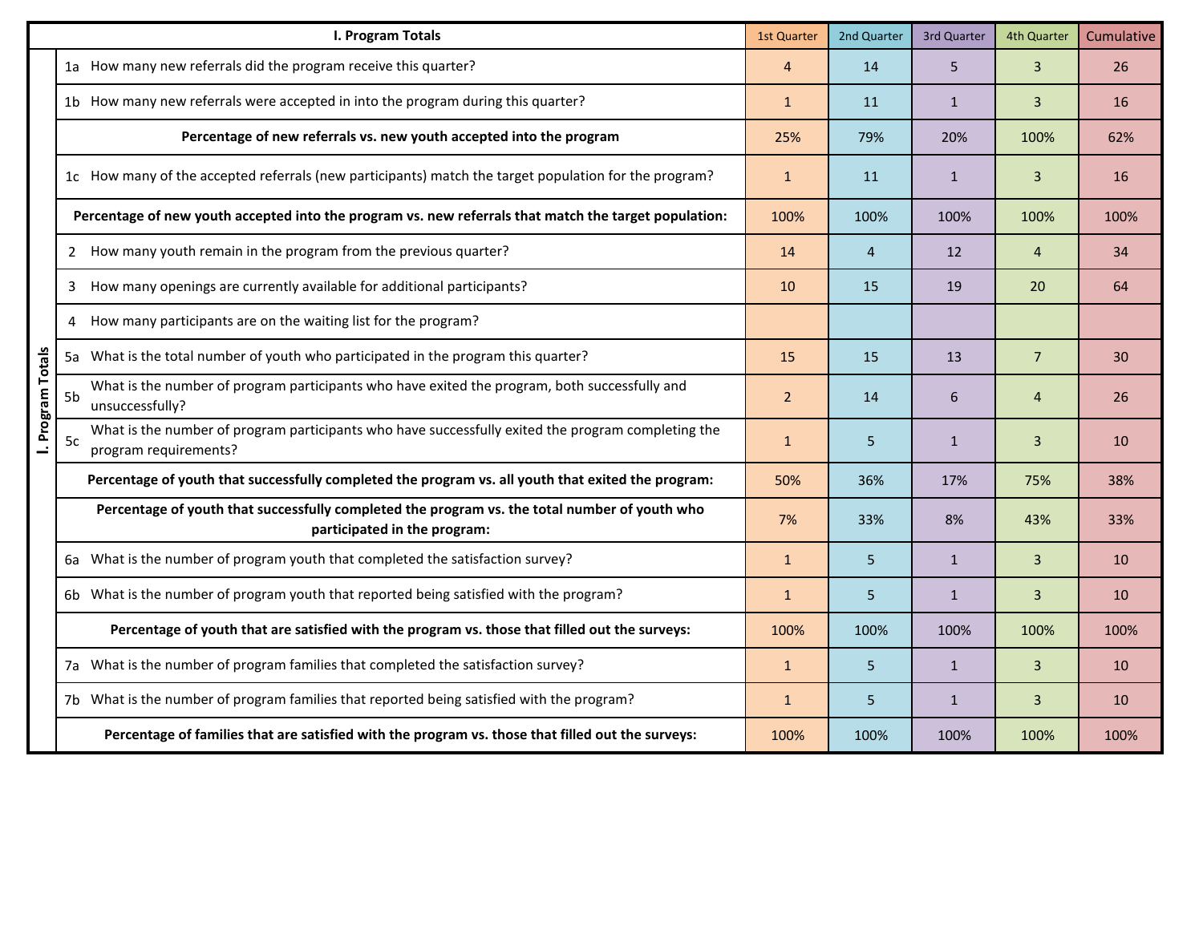| I. Program Totals | | 1st Quarter | 2nd Quarter | 3rd Quarter | 4th Quarter | Cumulative |
|---|---|---|---|---|---|---|
| 1a | How many new referrals did the program receive this quarter? | 4 | 14 | 5 | 3 | 26 |
| 1b | How many new referrals were accepted in into the program during this quarter? | 1 | 11 | 1 | 3 | 16 |
| | **Percentage of new referrals vs. new youth accepted into the program** | 25% | 79% | 20% | 100% | 62% |
| 1c | How many of the accepted referrals (new participants) match the target population for the program? | 1 | 11 | 1 | 3 | 16 |
| | **Percentage of new youth accepted into the program vs. new referrals that match the target population:** | 100% | 100% | 100% | 100% | 100% |
| 2 | How many youth remain in the program from the previous quarter? | 14 | 4 | 12 | 4 | 34 |
| 3 | How many openings are currently available for additional participants? | 10 | 15 | 19 | 20 | 64 |
| 4 | How many participants are on the waiting list for the program? | | | | | |
| 5a | What is the total number of youth who participated in the program this quarter? | 15 | 15 | 13 | 7 | 30 |
| 5b | What is the number of program participants who have exited the program, both successfully and unsuccessfully? | 2 | 14 | 6 | 4 | 26 |
| 5c | What is the number of program participants who have successfully exited the program completing the program requirements? | 1 | 5 | 1 | 3 | 10 |
| | **Percentage of youth that successfully completed the program vs. all youth that exited the program:** | 50% | 36% | 17% | 75% | 38% |
| | **Percentage of youth that successfully completed the program vs. the total number of youth who participated in the program:** | 7% | 33% | 8% | 43% | 33% |
| 6a | What is the number of program youth that completed the satisfaction survey? | 1 | 5 | 1 | 3 | 10 |
| 6b | What is the number of program youth that reported being satisfied with the program? | 1 | 5 | 1 | 3 | 10 |
| | **Percentage of youth that are satisfied with the program vs. those that filled out the surveys:** | 100% | 100% | 100% | 100% | 100% |
| 7a | What is the number of program families that completed the satisfaction survey? | 1 | 5 | 1 | 3 | 10 |
| 7b | What is the number of program families that reported being satisfied with the program? | 1 | 5 | 1 | 3 | 10 |
| | **Percentage of families that are satisfied with the program vs. those that filled out the surveys:** | 100% | 100% | 100% | 100% | 100% |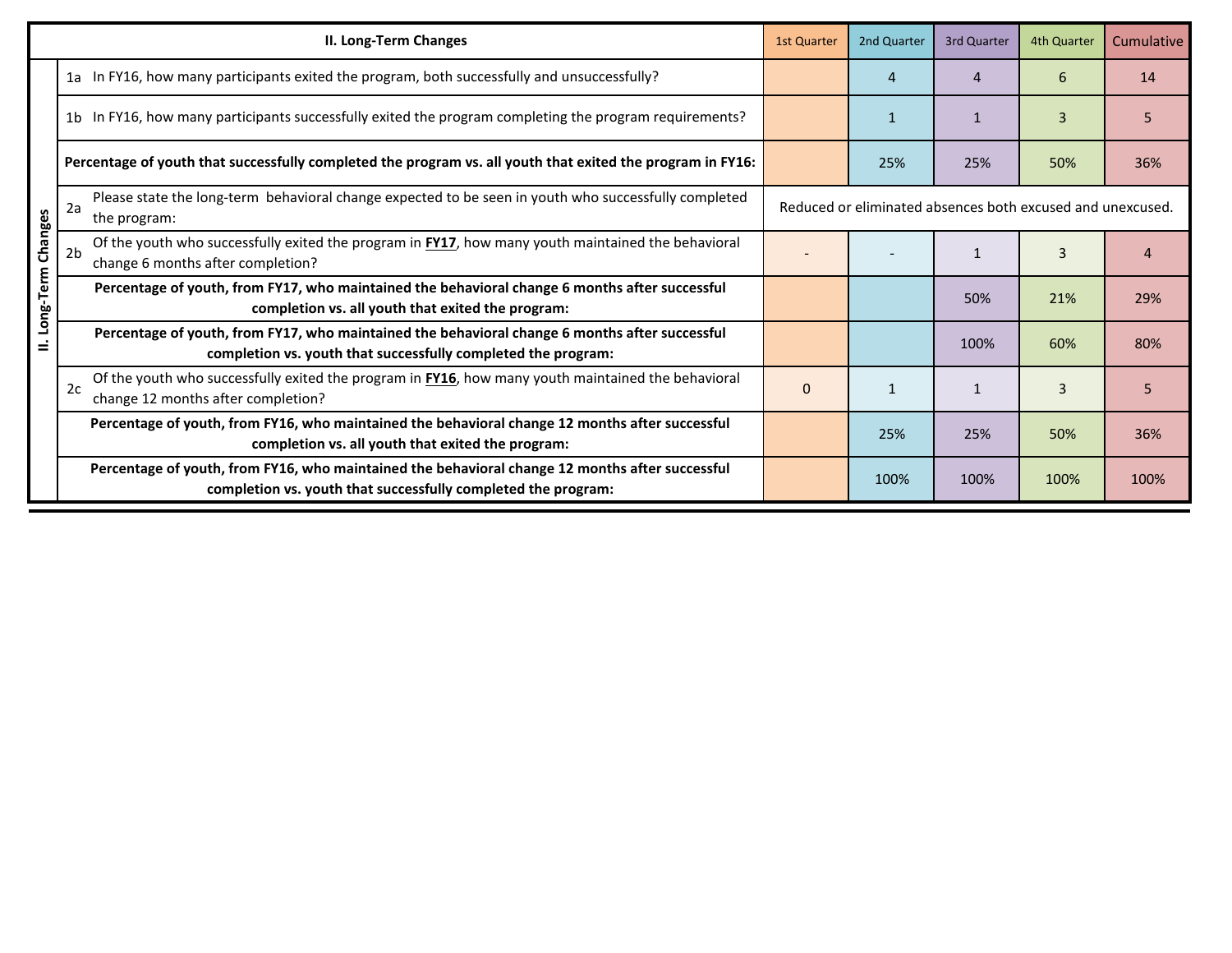| | | II. Long-Term Changes | 1st Quarter | 2nd Quarter | 3rd Quarter | 4th Quarter | Cumulative |
|---|---|---|---|---|---|---|---|
| II. Long-Term Changes | 1a | In FY16, how many participants exited the program, both successfully and unsuccessfully? | | 4 | 4 | 6 | 14 |
| | 1b | In FY16, how many participants successfully exited the program completing the program requirements? | | 1 | 1 | 3 | 5 |
| | | **Percentage of youth that successfully completed the program vs. all youth that exited the program in FY16:** | | 25% | 25% | 50% | 36% |
| | 2a | Please state the long-term behavioral change expected to be seen in youth who successfully completed the program: | Reduced or eliminated absences both excused and unexcused. | | | | |
| | 2b | Of the youth who successfully exited the program in **FY17**, how many youth maintained the behavioral change 6 months after completion? | - | - | 1 | 3 | 4 |
| | | **Percentage of youth, from FY17, who maintained the behavioral change 6 months after successful completion vs. all youth that exited the program:** | | | 50% | 21% | 29% |
| | | **Percentage of youth, from FY17, who maintained the behavioral change 6 months after successful completion vs. youth that successfully completed the program:** | | | 100% | 60% | 80% |
| | 2c | Of the youth who successfully exited the program in **FY16**, how many youth maintained the behavioral change 12 months after completion? | 0 | 1 | 1 | 3 | 5 |
| | | **Percentage of youth, from FY16, who maintained the behavioral change 12 months after successful completion vs. all youth that exited the program:** | | 25% | 25% | 50% | 36% |
| | | **Percentage of youth, from FY16, who maintained the behavioral change 12 months after successful completion vs. youth that successfully completed the program:** | | 100% | 100% | 100% | 100% |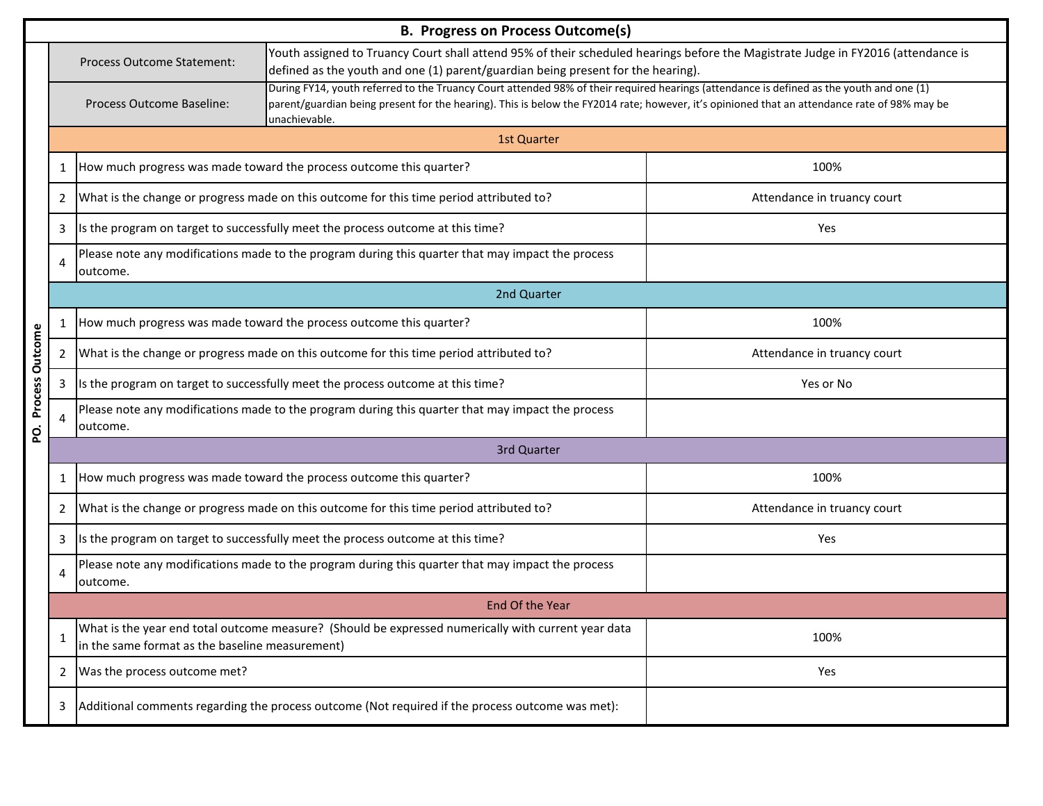## B. Progress on Process Outcome(s)

**PO. Process Outcome**

| Process Outcome Statement: | Youth assigned to Truancy Court shall attend 95% of their scheduled hearings before the Magistrate Judge in FY2016 (attendance is defined as the youth and one (1) parent/guardian being present for the hearing). |
|---|---|
| Process Outcome Baseline: | During FY14, youth referred to the Truancy Court attended 98% of their required hearings (attendance is defined as the youth and one (1) parent/guardian being present for the hearing). This is below the FY2014 rate; however, it's opinioned that an attendance rate of 98% may be unachievable. |

| | 1st Quarter | |
|---|---|---|
| 1 | How much progress was made toward the process outcome this quarter? | 100% |
| 2 | What is the change or progress made on this outcome for this time period attributed to? | Attendance in truancy court |
| 3 | Is the program on target to successfully meet the process outcome at this time? | Yes |
| 4 | Please note any modifications made to the program during this quarter that may impact the process outcome. | |
| | **2nd Quarter** | |
| 1 | How much progress was made toward the process outcome this quarter? | 100% |
| 2 | What is the change or progress made on this outcome for this time period attributed to? | Attendance in truancy court |
| 3 | Is the program on target to successfully meet the process outcome at this time? | Yes or No |
| 4 | Please note any modifications made to the program during this quarter that may impact the process outcome. | |
| | **3rd Quarter** | |
| 1 | How much progress was made toward the process outcome this quarter? | 100% |
| 2 | What is the change or progress made on this outcome for this time period attributed to? | Attendance in truancy court |
| 3 | Is the program on target to successfully meet the process outcome at this time? | Yes |
| 4 | Please note any modifications made to the program during this quarter that may impact the process outcome. | |
| | **End Of the Year** | |
| 1 | What is the year end total outcome measure? (Should be expressed numerically with current year data in the same format as the baseline measurement) | 100% |
| 2 | Was the process outcome met? | Yes |
| 3 | Additional comments regarding the process outcome (Not required if the process outcome was met): | |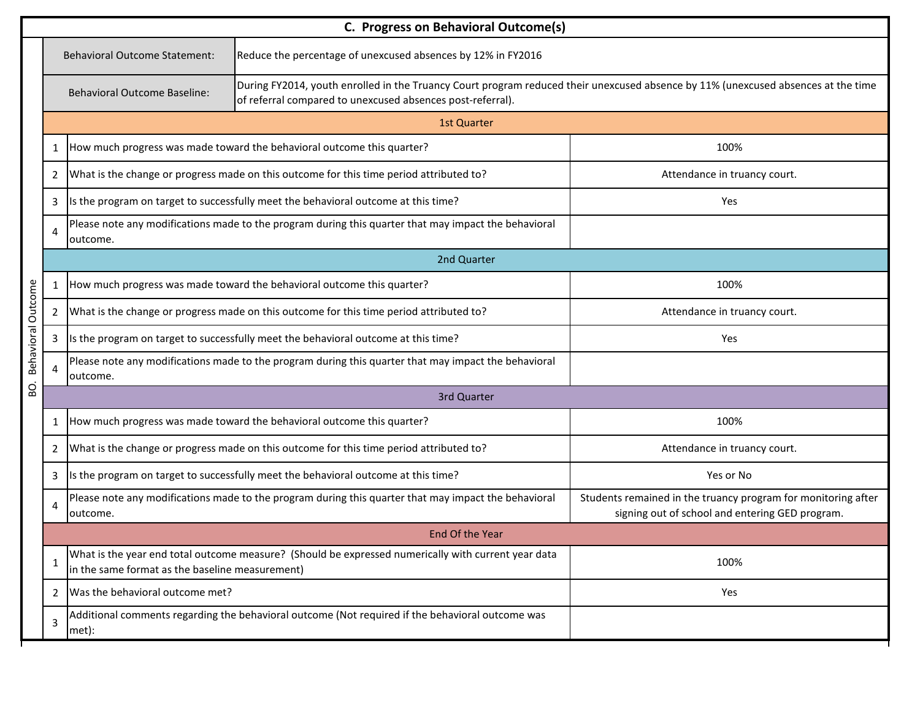## C. Progress on Behavioral Outcome(s)

**BO. Behavioral Outcome**

| | | |
|---|---|---|
| **Behavioral Outcome Statement:** | Reduce the percentage of unexcused absences by 12% in FY2016 | |
| **Behavioral Outcome Baseline:** | During FY2014, youth enrolled in the Truancy Court program reduced their unexcused absence by 11% (unexcused absences at the time of referral compared to unexcused absences post-referral). | |

| # | 1st Quarter | |
|---|---|---|
| 1 | How much progress was made toward the behavioral outcome this quarter? | 100% |
| 2 | What is the change or progress made on this outcome for this time period attributed to? | Attendance in truancy court. |
| 3 | Is the program on target to successfully meet the behavioral outcome at this time? | Yes |
| 4 | Please note any modifications made to the program during this quarter that may impact the behavioral outcome. | |

| # | 2nd Quarter | |
|---|---|---|
| 1 | How much progress was made toward the behavioral outcome this quarter? | 100% |
| 2 | What is the change or progress made on this outcome for this time period attributed to? | Attendance in truancy court. |
| 3 | Is the program on target to successfully meet the behavioral outcome at this time? | Yes |
| 4 | Please note any modifications made to the program during this quarter that may impact the behavioral outcome. | |

| # | 3rd Quarter | |
|---|---|---|
| 1 | How much progress was made toward the behavioral outcome this quarter? | 100% |
| 2 | What is the change or progress made on this outcome for this time period attributed to? | Attendance in truancy court. |
| 3 | Is the program on target to successfully meet the behavioral outcome at this time? | Yes or No |
| 4 | Please note any modifications made to the program during this quarter that may impact the behavioral outcome. | Students remained in the truancy program for monitoring after signing out of school and entering GED program. |

| # | End Of the Year | |
|---|---|---|
| 1 | What is the year end total outcome measure? (Should be expressed numerically with current year data in the same format as the baseline measurement) | 100% |
| 2 | Was the behavioral outcome met? | Yes |
| 3 | Additional comments regarding the behavioral outcome (Not required if the behavioral outcome was met): | |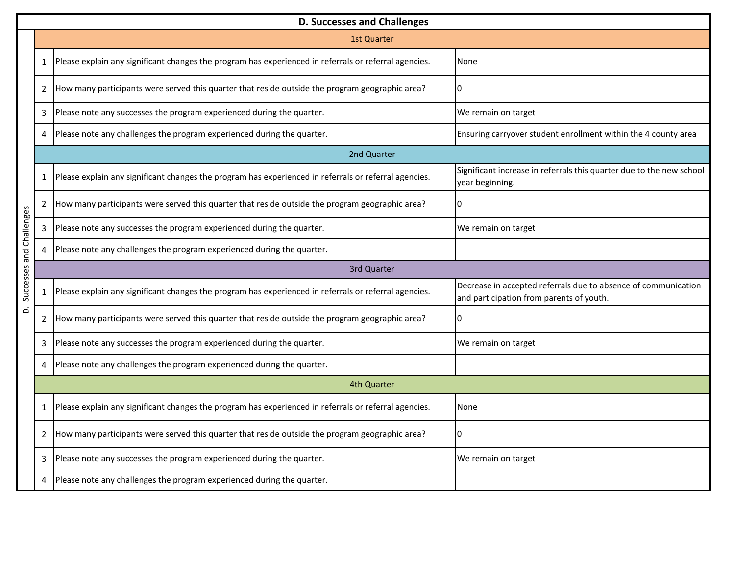## D. Successes and Challenges

| | # | Question | Response |
|---|---|---|---|
| **1st Quarter** | | | |
| | 1 | Please explain any significant changes the program has experienced in referrals or referral agencies. | None |
| | 2 | How many participants were served this quarter that reside outside the program geographic area? | 0 |
| | 3 | Please note any successes the program experienced during the quarter. | We remain on target |
| | 4 | Please note any challenges the program experienced during the quarter. | Ensuring carryover student enrollment within the 4 county area |
| **2nd Quarter** | | | |
| | 1 | Please explain any significant changes the program has experienced in referrals or referral agencies. | Significant increase in referrals this quarter due to the new school year beginning. |
| | 2 | How many participants were served this quarter that reside outside the program geographic area? | 0 |
| | 3 | Please note any successes the program experienced during the quarter. | We remain on target |
| | 4 | Please note any challenges the program experienced during the quarter. | |
| **3rd Quarter** | | | |
| | 1 | Please explain any significant changes the program has experienced in referrals or referral agencies. | Decrease in accepted referrals due to absence of communication and participation from parents of youth. |
| | 2 | How many participants were served this quarter that reside outside the program geographic area? | 0 |
| | 3 | Please note any successes the program experienced during the quarter. | We remain on target |
| | 4 | Please note any challenges the program experienced during the quarter. | |
| **4th Quarter** | | | |
| | 1 | Please explain any significant changes the program has experienced in referrals or referral agencies. | None |
| | 2 | How many participants were served this quarter that reside outside the program geographic area? | 0 |
| | 3 | Please note any successes the program experienced during the quarter. | We remain on target |
| | 4 | Please note any challenges the program experienced during the quarter. | |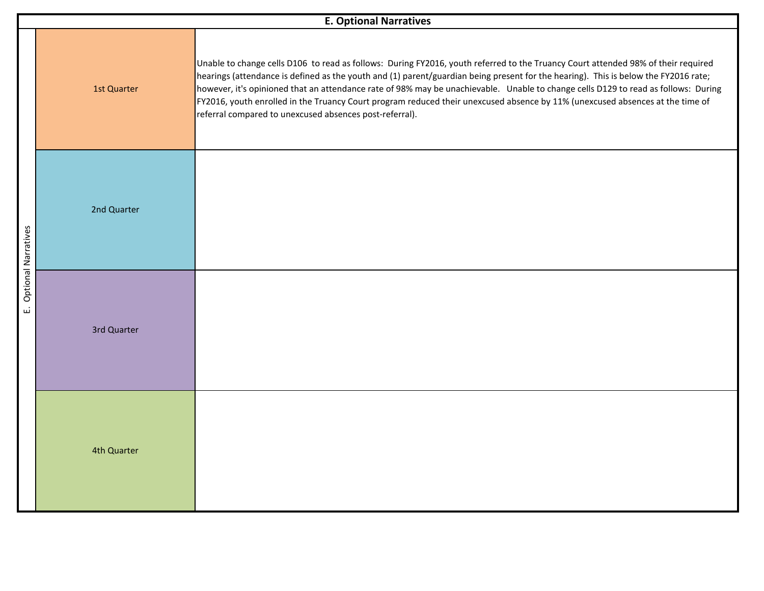| E. Optional Narratives | | |
| --- | --- | --- |
| E. Optional Narratives | 1st Quarter | Unable to change cells D106  to read as follows:  During FY2016, youth referred to the Truancy Court attended 98% of their required hearings (attendance is defined as the youth and (1) parent/guardian being present for the hearing).  This is below the FY2016 rate; however, it's opinioned that an attendance rate of 98% may be unachievable.   Unable to change cells D129 to read as follows:  During FY2016, youth enrolled in the Truancy Court program reduced their unexcused absence by 11% (unexcused absences at the time of referral compared to unexcused absences post-referral). |
| | 2nd Quarter | |
| | 3rd Quarter | |
| | 4th Quarter | |